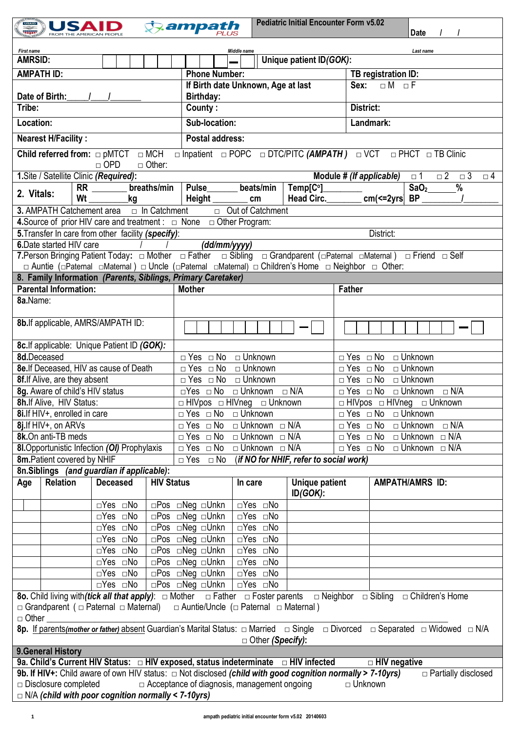USAID FROM THE AMERICAN PEOPLE | ampath PLUS

**Pediatric Initial Encounter Form v5.02** Date / /

*First name* *Middle name* *Last name*

| | | |
|---|---|---|
| **AMRSID:** | | **Unique patient ID(GOK):** |
| **AMPATH ID:** | **Phone Number:** | **TB registration ID:** |
| **Date of Birth:**\_\_\_\_\_/\_\_\_\_/\_\_\_\_\_\_\_ | **If Birth date Unknown, Age at last Birthday:** | **Sex:** □ M □ F |
| **Tribe:** | **County :** | **District:** |
| **Location:** | **Sub-location:** | **Landmark:** |
| **Nearest H/Facility :** | **Postal address:** | |

**Child referred from:** □ pMTCT □ MCH □ Inpatient □ POPC □ DTC/PITC ***(AMPATH )*** □ VCT □ PHCT □ TB Clinic □ OPD □ Other:

**1.**Site / Satellite Clinic ***(Required)***: **Module # *(If applicable)*** □ 1 □ 2 □ 3 □ 4

| **2. Vitals:** | **RR** \_\_\_\_\_\_\_ **breaths/min** **Wt** \_\_\_\_\_\_\_\_**kg** | **Pulse**\_\_\_\_\_\_ **beats/min** **Height** \_\_\_\_\_\_\_ **cm** | **Temp[C°]**\_\_\_\_\_\_\_\_ **Head Circ.**\_\_\_\_\_\_\_ **cm(<=2yrs)** | **$SaO_2$**\_\_\_\_\_\_**%** **BP** \_\_\_\_\_\_\_\_/\_\_\_\_\_\_\_\_ |
|---|---|---|---|---|

**3.** AMPATH Catchement area □ In Catchment □ Out of Catchment

**4.**Source of prior HIV care and treatment : □ None □ Other Program:

**5.**Transfer In care from other facility ***(specify)***: District:

**6.**Date started HIV care / / ***(dd/mm/yyyy)***

**7.**Person Bringing Patient Today: □ Mother □ Father □ Sibling □ Grandparent (□Paternal □Maternal ) □ Friend □ Self □ Auntie (□Paternal □Maternal ) □ Uncle (□Paternal □Maternal) □ Children's Home □ Neighbor □ Other:

## 8. Family Information *(Parents, Siblings, Primary Caretaker)*

| **Parental Information:** | **Mother** | **Father** |
|---|---|---|
| **8a.**Name: | | |
| **8b.**If applicable, AMRS/AMPATH ID: | \_ \_ \_ \_ \_ \_ \_ \_ \_ \_ — \_ | \_ \_ \_ \_ \_ \_ \_ \_ \_ \_ — \_ |
| **8c.**If applicable: Unique Patient ID ***(GOK)***: | | |
| **8d.**Deceased | □ Yes □ No □ Unknown | □ Yes □ No □ Unknown |
| **8e.**If Deceased, HIV as cause of Death | □ Yes □ No □ Unknown | □ Yes □ No □ Unknown |
| **8f.**If Alive, are they absent | □ Yes □ No □ Unknown | □ Yes □ No □ Unknown |
| **8g.** Aware of child's HIV status | □Yes □ No □ Unknown □ N/A | □ Yes □ No □ Unknown □ N/A |
| **8h.**If Alive, HIV Status: | □ HIVpos □ HIVneg □ Unknown | □ HIVpos □ HIVneg □ Unknown |
| **8i.**If HIV+, enrolled in care | □ Yes □ No □ Unknown | □ Yes □ No □ Unknown |
| **8j.**If HIV+, on ARVs | □ Yes □ No □ Unknown □ N/A | □ Yes □ No □ Unknown □ N/A |
| **8k.**On anti-TB meds | □ Yes □ No □ Unknown □ N/A | □ Yes □ No □ Unknown □ N/A |
| **8l.**Opportunistic Infection ***(OI)*** Prophylaxis | □ Yes □ No □ Unknown □ N/A | □ Yes □ No □ Unknown □ N/A |
| **8m.**Patient covered by NHIF | □ Yes □ No ***(if NO for NHIF, refer to social work)*** | |

**8n.Siblings *(and guardian if applicable)*:**

| **Age** | **Relation** | **Deceased** | **HIV Status** | **In care** | **Unique patient ID*(GOK)*:** | **AMPATH/AMRS ID:** |
|---|---|---|---|---|---|---|
| | | □Yes □No | □Pos □Neg □Unkn | □Yes □No | | |
| | | □Yes □No | □Pos □Neg □Unkn | □Yes □No | | |
| | | □Yes □No | □Pos □Neg □Unkn | □Yes □No | | |
| | | □Yes □No | □Pos □Neg □Unkn | □Yes □No | | |
| | | □Yes □No | □Pos □Neg □Unkn | □Yes □No | | |
| | | □Yes □No | □Pos □Neg □Unkn | □Yes □No | | |
| | | □Yes □No | □Pos □Neg □Unkn | □Yes □No | | |
| | | □Yes □No | □Pos □Neg □Unkn | □Yes □No | | |

**8o.** Child living with***(tick all that apply)***: □ Mother □ Father □ Foster parents □ Neighbor □ Sibling □ Children's Home □ Grandparent ( □ Paternal □ Maternal) □ Auntie/Uncle (□ Paternal □ Maternal ) □ Other

**8p.** If parents***(mother or father)*** absent Guardian's Marital Status: □ Married □ Single □ Divorced □ Separated □ Widowed □ N/A □ Other ***(Specify)***:

## 9.General History

**9a. Child's Current HIV Status:** □ **HIV exposed, status indeterminate** □ **HIV infected** □ **HIV negative**

**9b. If HIV+:** Child aware of own HIV status: □ Not disclosed ***(child with good cognition normally > 7-10yrs)*** □ Partially disclosed □ Disclosure completed □ Acceptance of diagnosis, management ongoing □ Unknown □ N/A ***(child with poor cognition normally < 7-10yrs)***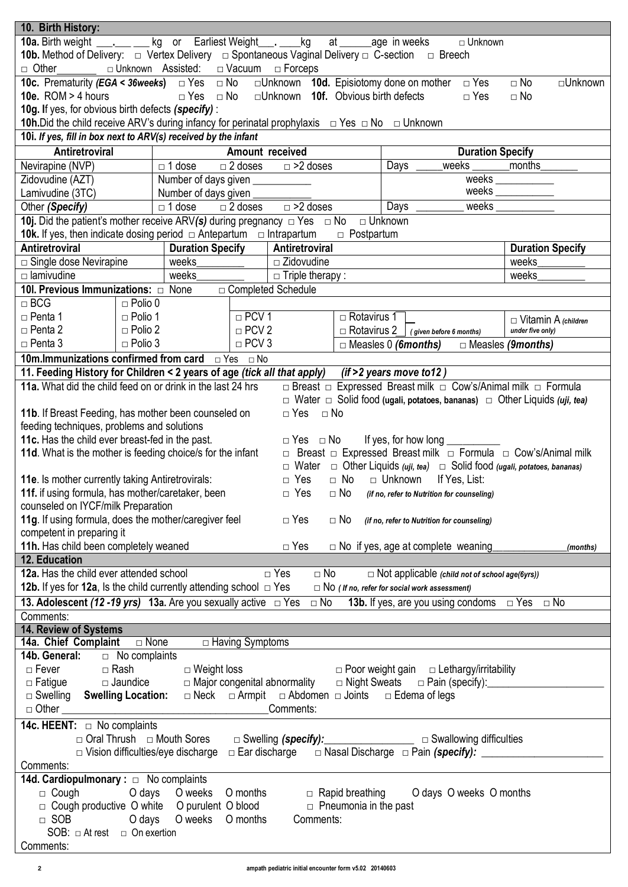## 10. Birth History:

**10a.** Birth weight ___.___ ___ kg or Earliest Weight___. ____kg at ______age in weeks □ Unknown

**10b.** Method of Delivery: □ Vertex Delivery □ Spontaneous Vaginal Delivery □ C-section □ Breech □ Other_______ □ Unknown Assisted: □ Vacuum □ Forceps

**10c.** Prematurity *(EGA < 36weeks)* □ Yes □ No □Unknown **10d.** Episiotomy done on mother □ Yes □ No □Unknown

**10e.** ROM > 4 hours □ Yes □ No □Unknown **10f.** Obvious birth defects □ Yes □ No

**10g.** If yes, for obvious birth defects *(specify)* :

**10h.** Did the child receive ARV's during infancy for perinatal prophylaxis □ Yes □ No □ Unknown

**10i.** *If yes, fill in box next to ARV(s) received by the infant*

| Antiretroviral | Amount received | Duration Specify |
|---|---|---|
| Nevirapine (NVP) | □ 1 dose □ 2 doses □ >2 doses | Days _____weeks _______months_______ |
| Zidovudine (AZT) | Number of days given ___________ | weeks ___________ |
| Lamivudine (3TC) | Number of days given ___________ | weeks ___________ |
| Other *(Specify)* | □ 1 dose □ 2 doses □ >2 doses | Days ________ weeks ___________ |

**10j.** Did the patient's mother receive ARV*(s)* during pregnancy □ Yes □ No □ Unknown

**10k.** If yes, then indicate dosing period □ Antepartum □ Intrapartum □ Postpartum

| Antiretroviral | Duration Specify | Antiretroviral | Duration Specify |
|---|---|---|---|
| □ Single dose Nevirapine | weeks_________ | □ Zidovudine | weeks_________ |
| □ lamivudine | weeks_________ | □ Triple therapy : | weeks_________ |

**10l. Previous Immunizations:** □ None □ Completed Schedule

| | | | | |
|---|---|---|---|---|
| □ BCG | □ Polio 0 | | | |
| □ Penta 1 | □ Polio 1 | □ PCV 1 | □ Rotavirus 1 | □ Vitamin A *(children under five only)* |
| □ Penta 2 | □ Polio 2 | □ PCV 2 | □ Rotavirus 2 *( given before 6 months)* | |
| □ Penta 3 | □ Polio 3 | □ PCV 3 | □ Measles 0 ***(6months)*** | □ Measles ***(9months)*** |

**10m.Immunizations confirmed from card** □ Yes □ No

## 11. Feeding History for Children < 2 years of age *(tick all that apply)* *(if >2 years move to12 )*

**11a.** What did the child feed on or drink in the last 24 hrs □ Breast □ Expressed Breast milk □ Cow's/Animal milk □ Formula □ Water □ Solid food **(ugali, potatoes, bananas)** □ Other Liquids *(uji, tea)*

**11b**. If Breast Feeding, has mother been counseled on feeding techniques, problems and solutions □ Yes □ No

**11c.** Has the child ever breast-fed in the past. □ Yes □ No If yes, for how long __________

**11d**. What is the mother is feeding choice/s for the infant □ Breast □ Expressed Breast milk □ Formula □ Cow's/Animal milk □ Water □ Other Liquids *(uji, tea)* □ Solid food *(ugali, potatoes, bananas)*

**11e**. Is mother currently taking Antiretrovirals: □ Yes □ No □ Unknown If Yes, List:

**11f.** if using formula, has mother/caretaker, been counseled on IYCF/milk Preparation □ Yes □ No *(if no, refer to Nutrition for counseling)*

**11g**. If using formula, does the mother/caregiver feel competent in preparing it □ Yes □ No *(if no, refer to Nutrition for counseling)*

**11h.** Has child been completely weaned □ Yes □ No if yes, age at complete weaning_____________*(months)*

## 12. Education

**12a.** Has the child ever attended school □ Yes □ No □ Not applicable *(child not of school age(6yrs))*

**12b.** If yes for **12a**, Is the child currently attending school □ Yes □ No *( If no, refer for social work assessment)*

**13. Adolescent *(12 -19 yrs)* 13a**. Are you sexually active □ Yes □ No **13b.** If yes, are you using condoms □ Yes □ No

Comments:

## 14. Review of Systems

**14a. Chief Complaint** □ None □ Having Symptoms

**14b. General:** □ No complaints

□ Fever □ Rash □ Weight loss □ Poor weight gain □ Lethargy/irritability

□ Fatigue □ Jaundice □ Major congenital abnormality □ Night Sweats □ Pain (specify):_____________________

□ Swelling **Swelling Location:** □ Neck □ Armpit □ Abdomen □ Joints □ Edema of legs

□ Other ______________________________________Comments:

**14c. HEENT:** □ No complaints

□ Oral Thrush □ Mouth Sores □ Swelling *(specify)*:________________ □ Swallowing difficulties

□ Vision difficulties/eye discharge □ Ear discharge □ Nasal Discharge □ Pain *(specify)*: ______________________

Comments:

**14d. Cardiopulmonary :** □ No complaints

□ Cough O days O weeks O months □ Rapid breathing O days O weeks O months

□ Cough productive O white O purulent O blood □ Pneumonia in the past

□ SOB O days O weeks O months Comments:

SOB: □ At rest □ On exertion

Comments:

ampath pediatric initial encounter form v5.02 20140603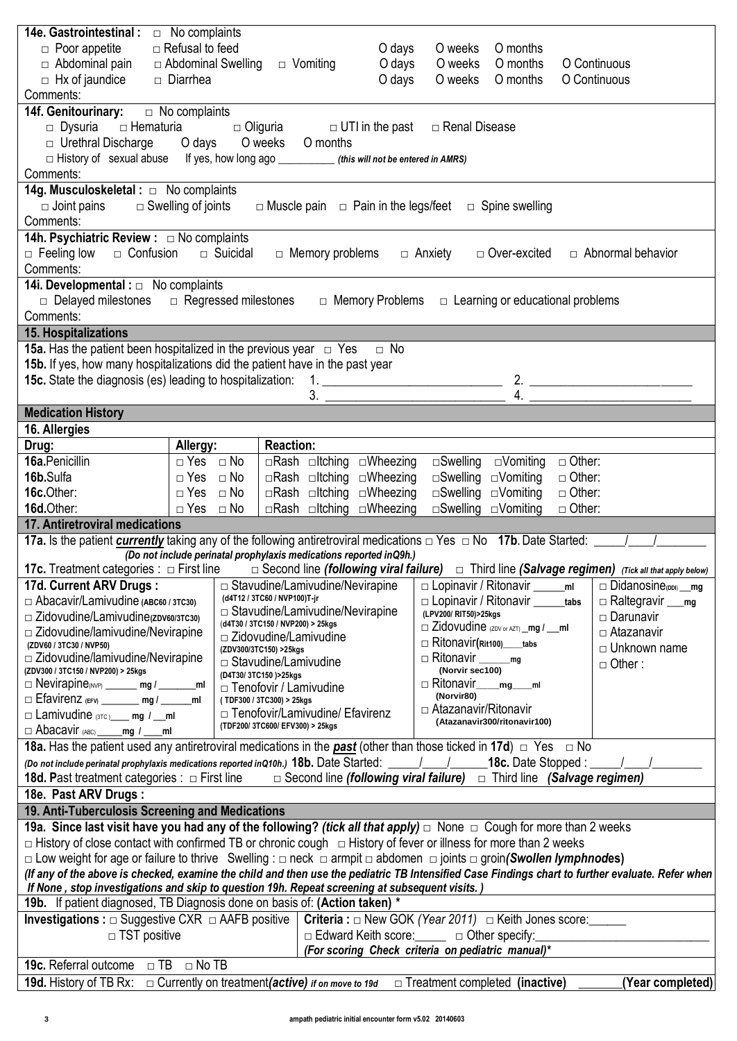**14e. Gastrointestinal :** □ No complaints

| | | | | | | |
|---|---|---|---|---|---|---|
| □ Poor appetite | □ Refusal to feed | | O days | O weeks | O months | |
| □ Abdominal pain | □ Abdominal Swelling | □ Vomiting | O days | O weeks | O months | O Continuous |
| □ Hx of jaundice | □ Diarrhea | | O days | O weeks | O months | O Continuous |

Comments:

**14f. Genitourinary:** □ No complaints

□ Dysuria □ Hematuria □ Oliguria □ UTI in the past □ Renal Disease

□ Urethral Discharge O days O weeks O months

□ History of sexual abuse If yes, how long ago __________ *(this will not be entered in AMRS)*

Comments:

**14g. Musculoskeletal :** □ No complaints

□ Joint pains □ Swelling of joints □ Muscle pain □ Pain in the legs/feet □ Spine swelling

Comments:

**14h. Psychiatric Review :** □ No complaints

□ Feeling low □ Confusion □ Suicidal □ Memory problems □ Anxiety □ Over-excited □ Abnormal behavior

Comments:

**14i. Developmental :** □ No complaints

□ Delayed milestones □ Regressed milestones □ Memory Problems □ Learning or educational problems

Comments:

## 15. Hospitalizations

**15a.** Has the patient been hospitalized in the previous year □ Yes □ No

**15b.** If yes, how many hospitalizations did the patient have in the past year

**15c.** State the diagnosis (es) leading to hospitalization: 1. ____________________ 2. ____________________ 3. ____________________ 4. ____________________

## Medication History

### 16. Allergies

| Drug: | Allergy: | Reaction: |
|---|---|---|
| **16a.** Penicillin | □ Yes □ No | □Rash □Itching □Wheezing □Swelling □Vomiting □ Other: |
| **16b.** Sulfa | □ Yes □ No | □Rash □Itching □Wheezing □Swelling □Vomiting □ Other: |
| **16c.** Other: | □ Yes □ No | □Rash □Itching □Wheezing □Swelling □Vomiting □ Other: |
| **16d.** Other: | □ Yes □ No | □Rash □Itching □Wheezing □Swelling □Vomiting □ Other: |

### 17. Antiretroviral medications

**17a.** Is the patient ***currently*** taking any of the following antiretroviral medications □ Yes □ No **17b.** Date Started: _____/____/________

*(Do not include perinatal prophylaxis medications reported inQ9h.)*

**17c.** Treatment categories : □ First line □ Second line ***(following viral failure)*** □ Third line ***(Salvage regimen)*** *(Tick all that apply below)*

| 17d. Current ARV Drugs : | | | |
|---|---|---|---|
| □ Abacavir/Lamivudine (ABC60 / 3TC30) | □ Stavudine/Lamivudine/Nevirapine (d4T12 / 3TC60 / NVP100)T-jr | □ Lopinavir / Ritonavir _____ml | □ Didanosine(DDI) __mg |
| □ Zidovudine/Lamivudine(ZDV60/3TC30) | □ Stavudine/Lamivudine/Nevirapine (d4T30 / 3TC150 / NVP200) > 25kgs | □ Lopinavir / Ritonavir _____tabs (LPV200/ RIT50)>25kgs | □ Raltegravir ___mg |
| □ Zidovudine/lamivudine/Nevirapine (ZDV60 / 3TC30 / NVP50) | □ Zidovudine/Lamivudine (ZDV300/3TC150) >25kgs | □ Zidovudine (ZDV or AZT) __mg / __ml | □ Darunavir |
| □ Zidovudine/lamivudine/Nevirapine (ZDV300 / 3TC150 / NVP200) > 25kgs | □ Stavudine/Lamivudine (D4T30/ 3TC150 )>25kgs | □ Ritonavir(Rit100)____tabs | □ Atazanavir |
| □ Nevirapine(NVP) ______ mg / _______ml | □ Tenofovir / Lamivudine ( TDF300 / 3TC300) > 25kgs | □ Ritonavir ______mg (Norvir sec100) | □ Unknown name |
| □ Efavirenz (EFV) _______ mg / ______ml | □ Tenofovir/Lamivudine/ Efavirenz (TDF200/ 3TC600/ EFV300) > 25kgs | □ Ritonavir____mg____ml (Norvir80) | □ Other : |
| □ Lamivudine (3TC) ____ mg / __ml | | □ Atazanavir/Ritonavir (Atazanavir300/ritonavir100) | |
| □ Abacavir (ABC) _____mg / ____ml | | | |

**18a.** Has the patient used any antiretroviral medications in the ***past*** (other than those ticked in **17d**) □ Yes □ No

*(Do not include perinatal prophylaxis medications reported inQ10h.)* **18b.** Date Started: _____/____/______ **18c.** Date Stopped : _____/____/________

**18d. P**ast treatment categories : □ First line □ Second line ***(following viral failure)*** □ Third line ***(Salvage regimen)***

**18e. Past ARV Drugs :**

### 19. Anti-Tuberculosis Screening and Medications

**19a. Since last visit have you had any of the following?** ***(tick all that apply)*** □ None □ Cough for more than 2 weeks

□ History of close contact with confirmed TB or chronic cough □ History of fever or illness for more than 2 weeks

□ Low weight for age or failure to thrive Swelling : □ neck □ armpit □ abdomen □ joints □ groin***(Swollen lymphnodes)***

***(If any of the above is checked, examine the child and then use the pediatric TB Intensified Case Findings chart to further evaluate. Refer when If None , stop investigations and skip to question 19h. Repeat screening at subsequent visits. )***

**19b.** If patient diagnosed, TB Diagnosis done on basis of: **(Action taken) \***

| | |
|---|---|
| **Investigations :** □ Suggestive CXR □ AAFB positive □ TST positive | **Criteria :** □ New GOK *(Year 2011)* □ Keith Jones score:______ □ Edward Keith score:_____ □ Other specify:____________ ***(For scoring Check criteria on pediatric manual)\**** |

**19c.** Referral outcome □ TB □ No TB

**19d.** History of TB Rx: □ Currently on treatment***(active)*** *if on move to 19d* □ Treatment completed **(inactive)** _______**(Year completed)**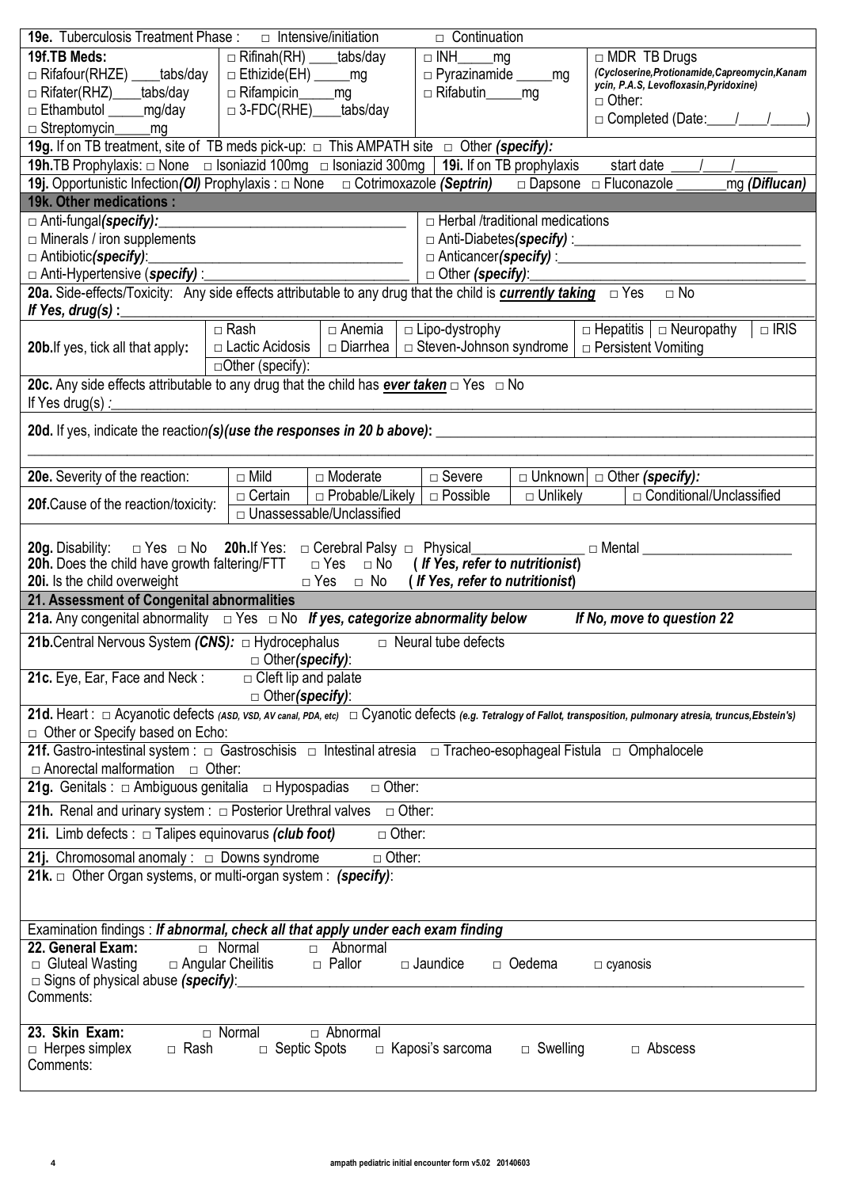**19e.** Tuberculosis Treatment Phase : □ Intensive/initiation □ Continuation

| **19f.TB Meds:** | | | |
|---|---|---|---|
| □ Rifafour(RHZE) ____tabs/day | □ Rifinah(RH) ____tabs/day | □ INH_____mg | □ MDR TB Drugs *(Cycloserine,Protionamide,Capreomycin,Kanamycin, P.A.S, Levofloxasin,Pyridoxine)* |
| □ Rifater(RHZ)____tabs/day | □ Ethizide(EH) _____mg | □ Pyrazinamide _____mg | □ Other: |
| □ Ethambutol _____mg/day | □ Rifampicin_____mg | □ Rifabutin_____mg | □ Completed (Date:____/____/_____) |
| □ Streptomycin_____mg | □ 3-FDC(RHE)____tabs/day | | |

**19g.** If on TB treatment, site of TB meds pick-up: □ This AMPATH site □ Other *(specify)*:

**19h.**TB Prophylaxis: □ None □ Isoniazid 100mg □ Isoniazid 300mg | **19i.** If on TB prophylaxis start date ____/____/______

**19j.** Opportunistic Infection*(OI)* Prophylaxis : □ None □ Cotrimoxazole *(Septrin)* □ Dapsone □ Fluconazole _______mg *(Diflucan)*

**19k. Other medications :**

| | |
|---|---|
| □ Anti-fungal*(specify)*:______________________________ | □ Herbal /traditional medications |
| □ Minerals / iron supplements | □ Anti-Diabetes*(specify)* :______________________________ |
| □ Antibiotic*(specify)*:______________________________ | □ Anticancer*(specify)* :______________________________ |
| □ Anti-Hypertensive (*specify)* :______________________________ | □ Other *(specify)*:______________________________ |

**20a.** Side-effects/Toxicity: Any side effects attributable to any drug that the child is ***currently taking*** □ Yes □ No
*If Yes, drug(s)* :______________________________

| **20b.**If yes, tick all that apply: | □ Rash | □ Anemia | □ Lipo-dystrophy | □ Hepatitis | □ Neuropathy | □ IRIS |
|---|---|---|---|---|---|---|
| | □ Lactic Acidosis | □ Diarrhea | □ Steven-Johnson syndrome | □ Persistent Vomiting | | |
| | □Other (specify): | | | | | |

**20c.** Any side effects attributable to any drug that the child has ***ever taken*** □ Yes □ No
If Yes drug(s) :______________________________

**20d.** If yes, indicate the reaction*(s)(use the responses in 20 b above)*: ______________________________

| | | | | | |
|---|---|---|---|---|---|
| **20e.** Severity of the reaction: | □ Mild | □ Moderate | □ Severe | □ Unknown | □ Other *(specify)*: |
| **20f.**Cause of the reaction/toxicity: | □ Certain | □ Probable/Likely | □ Possible | □ Unlikely | □ Conditional/Unclassified |
| | □ Unassessable/Unclassified | | | | |

**20g.** Disability: □ Yes □ No **20h.**If Yes: □ Cerebral Palsy □ Physical_______________ □ Mental ___________________
**20h.** Does the child have growth faltering/FTT □ Yes □ No ***( If Yes, refer to nutritionist)***
**20i.** Is the child overweight □ Yes □ No ***( If Yes, refer to nutritionist)***

**21. Assessment of Congenital abnormalities**

**21a.** Any congenital abnormality □ Yes □ No ***If yes, categorize abnormality below*** ***If No, move to question 22***

**21b.**Central Nervous System *(CNS):* □ Hydrocephalus □ Neural tube defects
□ Other*(specify)*:

**21c.** Eye, Ear, Face and Neck : □ Cleft lip and palate
□ Other*(specify)*:

**21d.** Heart : □ Acyanotic defects *(ASD, VSD, AV canal, PDA, etc)* □ Cyanotic defects *(e.g. Tetralogy of Fallot, transposition, pulmonary atresia, truncus,Ebstein's)*
□ Other or Specify based on Echo:

**21f.** Gastro-intestinal system : □ Gastroschisis □ Intestinal atresia □ Tracheo-esophageal Fistula □ Omphalocele
□ Anorectal malformation □ Other:

**21g.** Genitals : □ Ambiguous genitalia □ Hypospadias □ Other:

**21h.** Renal and urinary system : □ Posterior Urethral valves □ Other:

**21i.** Limb defects : □ Talipes equinovarus *(club foot)* □ Other:

**21j.** Chromosomal anomaly : □ Downs syndrome □ Other:

**21k.** □ Other Organ systems, or multi-organ system : *(specify)*:

Examination findings : ***If abnormal, check all that apply under each exam finding***

**22. General Exam:** □ Normal □ Abnormal
□ Gluteal Wasting □ Angular Cheilitis □ Pallor □ Jaundice □ Oedema □ cyanosis
□ Signs of physical abuse *(specify)*:______________________________
Comments:

**23. Skin Exam:** □ Normal □ Abnormal
□ Herpes simplex □ Rash □ Septic Spots □ Kaposi's sarcoma □ Swelling □ Abscess
Comments: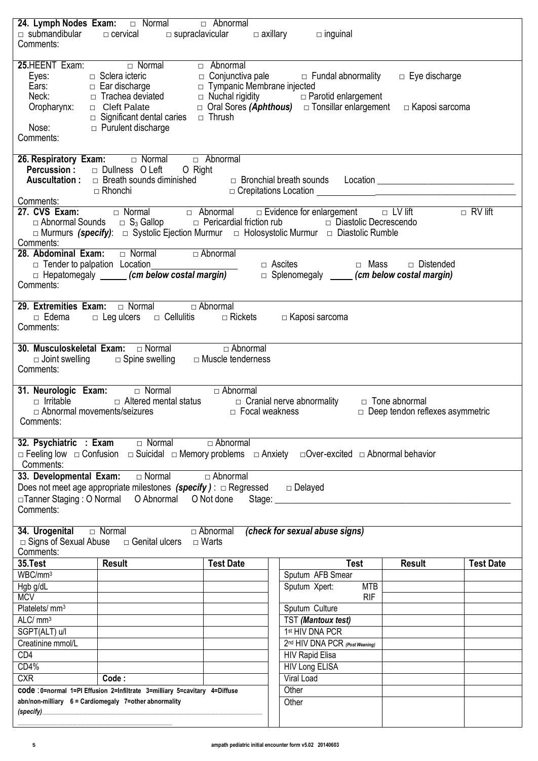**24. Lymph Nodes Exam:** □ Normal □ Abnormal
□ submandibular □ cervical □ supraclavicular □ axillary □ inguinal
Comments:

**25.** HEENT Exam: □ Normal □ Abnormal
Eyes: □ Sclera icteric □ Conjunctiva pale □ Fundal abnormality □ Eye discharge
Ears: □ Ear discharge □ Tympanic Membrane injected
Neck: □ Trachea deviated □ Nuchal rigidity □ Parotid enlargement
Oropharynx: □ Cleft Palate □ Oral Sores *(Aphthous)* □ Tonsillar enlargement □ Kaposi sarcoma
□ Significant dental caries □ Thrush
Nose: □ Purulent discharge
Comments:

**26. Respiratory Exam:** □ Normal □ Abnormal
**Percussion :** □ Dullness O Left O Right
**Auscultation :** □ Breath sounds diminished □ Bronchial breath sounds Location ______________________
□ Rhonchi □ Crepitations Location ______________________
Comments:

**27. CVS Exam:** □ Normal □ Abnormal □ Evidence for enlargement □ LV lift □ RV lift
□ Abnormal Sounds □ $S_3$ Gallop □ Pericardial friction rub □ Diastolic Decrescendo
□ Murmurs ***(specify)***: □ Systolic Ejection Murmur □ Holosystolic Murmur □ Diastolic Rumble
Comments:

**28. Abdominal Exam:** □ Normal □ Abnormal
□ Tender to palpation Location__________________ □ Ascites □ Mass □ Distended
□ Hepatomegaly ______ ***(cm below costal margin)*** □ Splenomegaly _____ ***(cm below costal margin)***
Comments:

**29. Extremities Exam:** □ Normal □ Abnormal
□ Edema □ Leg ulcers □ Cellulitis □ Rickets □ Kaposi sarcoma
Comments:

**30. Musculoskeletal Exam:** □ Normal □ Abnormal
□ Joint swelling □ Spine swelling □ Muscle tenderness
Comments:

**31. Neurologic Exam:** □ Normal □ Abnormal
□ Irritable □ Altered mental status □ Cranial nerve abnormality □ Tone abnormal
□ Abnormal movements/seizures □ Focal weakness □ Deep tendon reflexes asymmetric
Comments:

**32. Psychiatric : Exam** □ Normal □ Abnormal
□ Feeling low □ Confusion □ Suicidal □ Memory problems □ Anxiety □ Over-excited □ Abnormal behavior
Comments:

**33. Developmental Exam:** □ Normal □ Abnormal
Does not meet age appropriate milestones ***(specify )*** : □ Regressed □ Delayed
□ Tanner Staging : O Normal O Abnormal O Not done Stage: ______________________
Comments:

**34. Urogenital** □ Normal □ Abnormal ***(check for sexual abuse signs)***
□ Signs of Sexual Abuse □ Genital ulcers □ Warts
Comments:

| **35.Test** | **Result** | **Test Date** | | **Test** | | **Result** | **Test Date** |
|---|---|---|---|---|---|---|---|
| WBC/mm³ | | | | Sputum AFB Smear | | | |
| Hgb g/dL | | | | Sputum Xpert: | MTB | | |
| MCV | | | | | RIF | | |
| Platelets/ mm³ | | | | Sputum Culture | | | |
| ALC/ mm³ | | | | TST *(Mantoux test)* | | | |
| SGPT(ALT) u/l | | | | 1st HIV DNA PCR | | | |
| Creatinine mmol/L | | | | 2nd HIV DNA PCR *(Post Weaning)* | | | |
| CD4 | | | | HIV Rapid Elisa | | | |
| CD4% | | | | HIV Long ELISA | | | |
| CXR | Code : | | | Viral Load | | | |
| | | | | Other | | | |
| | | | | Other | | | |

**code** : **0=normal 1=Pl Effusion 2=Infiltrate 3=milliary 5=cavitary 4=Diffuse abn/non-milliary 6 = Cardiomegaly 7=other abnormality**
***(specify)***______________________________________________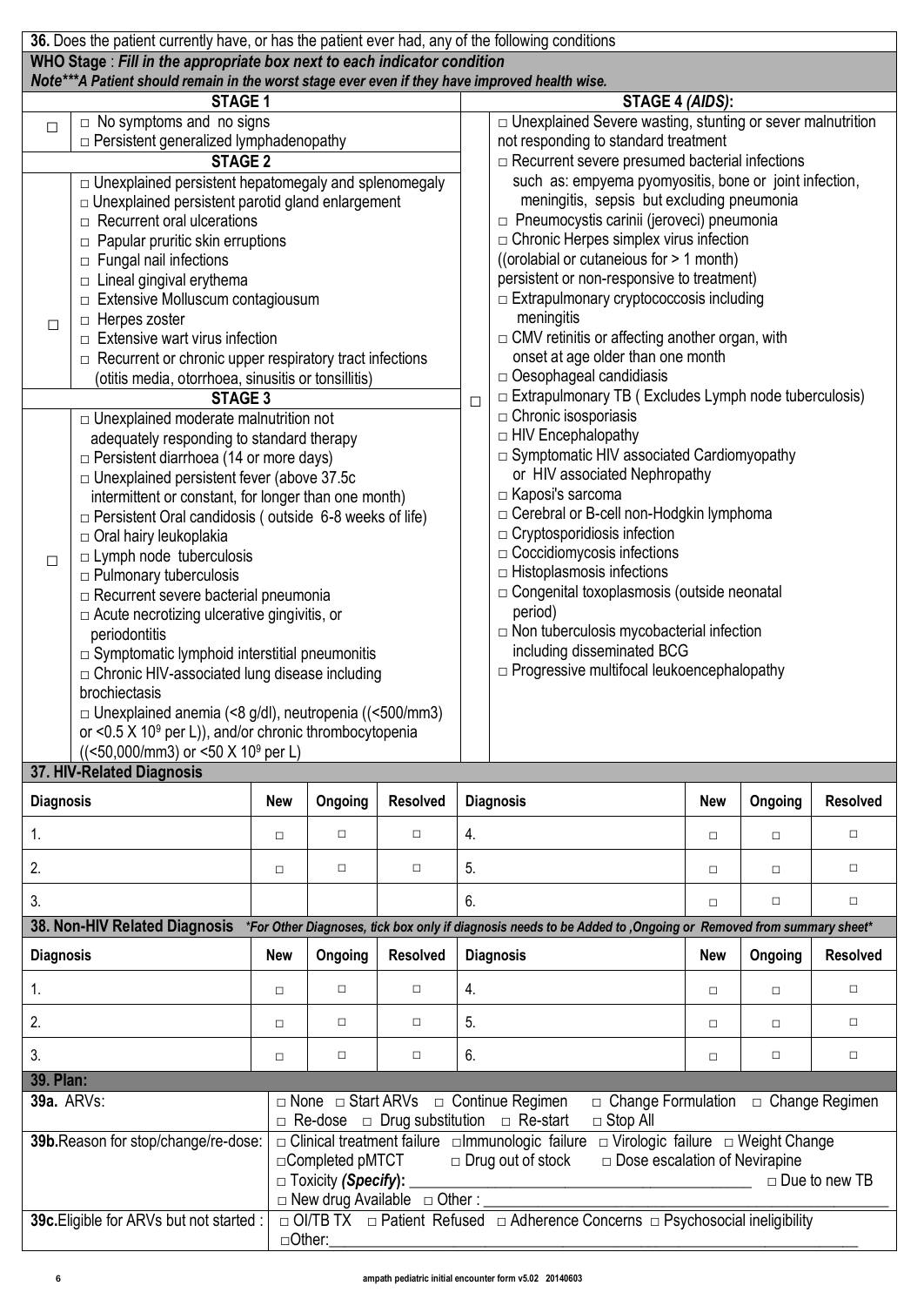**36.** Does the patient currently have, or has the patient ever had, any of the following conditions

**WHO Stage** : ***Fill in the appropriate box next to each indicator condition***

***Note\*\*\*A Patient should remain in the worst stage ever even if they have improved health wise.***

| | STAGE 1 | | STAGE 4 *(AIDS)*: |
|---|---|---|---|
| □ | □ No symptoms and no signs<br>□ Persistent generalized lymphadenopathy | □ | □ Unexplained Severe wasting, stunting or sever malnutrition not responding to standard treatment<br>□ Recurrent severe presumed bacterial infections such as: empyema pyomyositis, bone or joint infection, meningitis, sepsis but excluding pneumonia<br>□ Pneumocystis carinii (jeroveci) pneumonia<br>□ Chronic Herpes simplex virus infection ((orolabial or cutaneous for > 1 month) persistent or non-responsive to treatment)<br>□ Extrapulmonary cryptococcosis including meningitis<br>□ CMV retinitis or affecting another organ, with onset at age older than one month<br>□ Oesophageal candidiasis<br>□ Extrapulmonary TB ( Excludes Lymph node tuberculosis)<br>□ Chronic isosporiasis<br>□ HIV Encephalopathy<br>□ Symptomatic HIV associated Cardiomyopathy or HIV associated Nephropathy<br>□ Kaposi's sarcoma<br>□ Cerebral or B-cell non-Hodgkin lymphoma<br>□ Cryptosporidiosis infection<br>□ Coccidiomycosis infections<br>□ Histoplasmosis infections<br>□ Congenital toxoplasmosis (outside neonatal period)<br>□ Non tuberculosis mycobacterial infection including disseminated BCG<br>□ Progressive multifocal leukoencephalopathy |
| | **STAGE 2** | | |
| □ | □ Unexplained persistent hepatomegaly and splenomegaly<br>□ Unexplained persistent parotid gland enlargement<br>□ Recurrent oral ulcerations<br>□ Papular pruritic skin eruptions<br>□ Fungal nail infections<br>□ Lineal gingival erythema<br>□ Extensive Molluscum contagiousum<br>□ Herpes zoster<br>□ Extensive wart virus infection<br>□ Recurrent or chronic upper respiratory tract infections (otitis media, otorrhoea, sinusitis or tonsillitis) | | |
| | **STAGE 3** | | |
| □ | □ Unexplained moderate malnutrition not adequately responding to standard therapy<br>□ Persistent diarrhoea (14 or more days)<br>□ Unexplained persistent fever (above 37.5c intermittent or constant, for longer than one month)<br>□ Persistent Oral candidosis ( outside 6-8 weeks of life)<br>□ Oral hairy leukoplakia<br>□ Lymph node tuberculosis<br>□ Pulmonary tuberculosis<br>□ Recurrent severe bacterial pneumonia<br>□ Acute necrotizing ulcerative gingivitis, or periodontitis<br>□ Symptomatic lymphoid interstitial pneumonitis<br>□ Chronic HIV-associated lung disease including brochiectasis<br>□ Unexplained anemia (<8 g/dl), neutropenia ((<500/mm3) or <0.5 X $10^9$ per L)), and/or chronic thrombocytopenia ((<50,000/mm3) or <50 X $10^9$ per L) | | |

**37. HIV-Related Diagnosis**

| Diagnosis | New | Ongoing | Resolved | Diagnosis | New | Ongoing | Resolved |
|---|---|---|---|---|---|---|---|
| 1. | □ | □ | □ | 4. | □ | □ | □ |
| 2. | □ | □ | □ | 5. | □ | □ | □ |
| 3. | | | | 6. | □ | □ | □ |

**38. Non-HIV Related Diagnosis** *\*For Other Diagnoses, tick box only if diagnosis needs to be Added to ,Ongoing or Removed from summary sheet\**

| Diagnosis | New | Ongoing | Resolved | Diagnosis | New | Ongoing | Resolved |
|---|---|---|---|---|---|---|---|
| 1. | □ | □ | □ | 4. | □ | □ | □ |
| 2. | □ | □ | □ | 5. | □ | □ | □ |
| 3. | □ | □ | □ | 6. | □ | □ | □ |

**39. Plan:**

| | |
|---|---|
| **39a.** ARVs: | □ None □ Start ARVs □ Continue Regimen □ Change Formulation □ Change Regimen<br>□ Re-dose □ Drug substitution □ Re-start □ Stop All |
| **39b.** Reason for stop/change/re-dose: | □ Clinical treatment failure □ Immunologic failure □ Virologic failure □ Weight Change<br>□ Completed pMTCT □ Drug out of stock □ Dose escalation of Nevirapine<br>□ Toxicity ***(Specify)***: ______________________ □ Due to new TB<br>□ New drug Available □ Other : ______________________ |
| **39c.** Eligible for ARVs but not started : | □ OI/TB TX □ Patient Refused □ Adherence Concerns □ Psychosocial ineligibility<br>□ Other: ______________________ |

ampath pediatric initial encounter form v5.02 20140603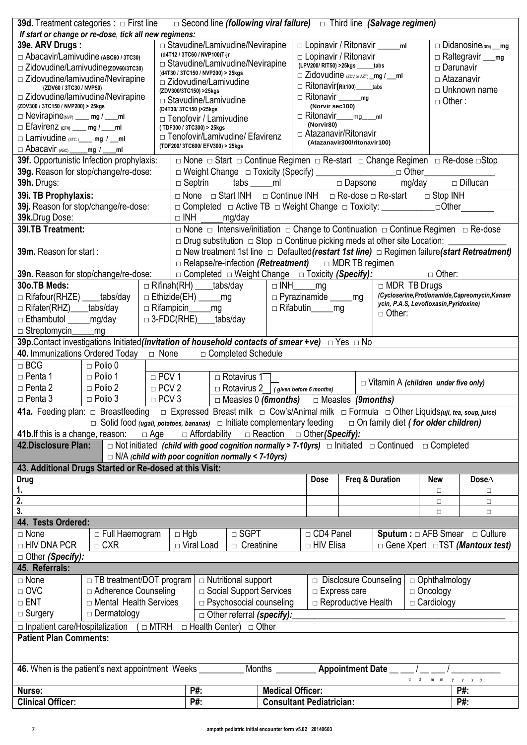**39d.** Treatment categories : □ First line □ Second line *(following viral failure)* □ Third line *(Salvage regimen)*

*If start or change or re-dose, tick all new regimens:*

**39e. ARV Drugs :**

- □ Abacavir/Lamivudine (ABC60 / 3TC30)
- □ Zidovudine/Lamivudine (ZDV60/3TC30)
- □ Zidovudine/lamivudine/Nevirapine (ZDV60 / 3TC30 / NVP50)
- □ Zidovudine/lamivudine/Nevirapine (ZDV300 / 3TC150 / NVP200) > 25kgs
- □ Nevirapine (NVP) ____ mg / ____ml
- □ Efavirenz (EFV) ____ mg / ____ml
- □ Lamivudine (3TC) ____ mg / ___ml
- □ Abacavir (ABC) _____mg / ____ml
- □ Stavudine/Lamivudine/Nevirapine (d4T12 / 3TC60 / NVP100)T-jr
- □ Stavudine/Lamivudine/Nevirapine (d4T30 / 3TC150 / NVP200) > 25kgs
- □ Zidovudine/Lamivudine (ZDV300/3TC150) >25kgs
- □ Stavudine/Lamivudine (D4T30/ 3TC150 )>25kgs
- □ Tenofovir / Lamivudine (TDF300 / 3TC300) > 25kgs
- □ Tenofovir/Lamivudine/ Efavirenz (TDF200/ 3TC600/ EFV300) > 25kgs
- □ Lopinavir / Ritonavir _____ml
- □ Lopinavir / Ritonavir (LPV200/ RIT50) >25kgs _____tabs
- □ Zidovudine (ZDV or AZT) __mg / __ml
- □ Ritonavir(Rit100)_____tabs
- □ Ritonavir ______mg (Norvir sec100)
- □ Ritonavir____mg____ml (Norvir80)
- □ Atazanavir/Ritonavir (Atazanavir300/ritonavir100)
- □ Didanosine (DDI) __mg
- □ Raltegravir ___mg
- □ Darunavir
- □ Atazanavir
- □ Unknown name
- □ Other :

**39f.** Opportunistic Infection prophylaxis: □ None □ Start □ Continue Regimen □ Re-start □ Change Regimen □ Re-dose □Stop

**39g.** Reason for stop/change/re-dose: □ Weight Change □ Toxicity (Specify) ________________ □ Other________________

**39h.** Drugs: □ Septrin tabs _____ml □ Dapsone mg/day □ Diflucan

**39i. TB Prophylaxis:** □ None □ Start INH □ Continue INH □ Re-dose □ Re-start □ Stop INH

**39j.** Reason for stop/change/re-dose: □ Completed □ Active TB □ Weight Change □ Toxicity: ____________□Other_______

**39k.**Drug Dose: □ INH _____mg/day

**39l.TB Treatment:** □ None □ Intensive/initiation □ Change to Continuation □ Continue Regimen □ Re-dose □ Drug substitution □ Stop □ Continue picking meds at other site Location: _____________

**39m.** Reason for start : □ New treatment 1st line □ Defaulted*(restart 1st line)* □ Regimen failure*(start Retreatment)* □ Relapse/re-infection *(Retreatment)* □ MDR TB regimen

**39n.** Reason for stop/change/re-dose: □ Completed □ Weight Change □ Toxicity *(Specify):* □ Other:

**30o.TB Meds:**

- □ Rifafour(RHZE) ____tabs/day
- □ Rifater(RHZ)____tabs/day
- □ Ethambutol _____mg/day
- □ Streptomycin_____mg
- □ Rifinah(RH) ____tabs/day
- □ Ethizide(EH) _____mg
- □ Rifampicin_____mg
- □ 3-FDC(RHE)____tabs/day
- □ INH_____mg
- □ Pyrazinamide _____mg
- □ Rifabutin_____mg
- □ MDR TB Drugs *(Cycloserine,Protionamide,Capreomycin,Kanamycin, P.A.S, Levofloxasin,Pyridoxine)*
- □ Other:

**39p.**Contact investigations Initiated*(invitation of household contacts of smear +ve)* □ Yes □ No

**40.** Immunizations Ordered Today □ None □ Completed Schedule

| | | | | |
|---|---|---|---|---|
| □ BCG | □ Polio 0 | | | |
| □ Penta 1 | □ Polio 1 | □ PCV 1 | □ Rotavirus 1 *(given before 6 months)* | □ Vitamin A *(children under five only)* |
| □ Penta 2 | □ Polio 2 | □ PCV 2 | □ Rotavirus 2 | |
| □ Penta 3 | □ Polio 3 | □ PCV 3 | □ Measles 0 *(6months)* | □ Measles *(9months)* |

**41a.** Feeding plan: □ Breastfeeding □ Expressed Breast milk □ Cow's/Animal milk □ Formula □ Other Liquids*(uji, tea, soup, juice)* □ Solid food *(ugali, potatoes, bananas)* □ Initiate complementary feeding □ On family diet *( for older children)*

**41b.**If this is a change, reason: □ Age □ Affordability □ Reaction □ Other*(Specify):*

**42.Disclosure Plan:** □ Not initiated *(child with good cognition normally > 7-10yrs)* □ Initiated □ Continued □ Completed □ N/A *(child with poor cognition normally < 7-10yrs)*

**43. Additional Drugs Started or Re-dosed at this Visit:**

| Drug | Dose | Freq & Duration | New | Dose∆ |
|---|---|---|---|---|
| 1. | | | □ | □ |
| 2. | | | □ | □ |
| 3. | | | □ | □ |

**44. Tests Ordered:**

| | | | | | |
|---|---|---|---|---|---|
| □ None | □ Full Haemogram | □ Hgb | □ SGPT | □ CD4 Panel | **Sputum :** □ AFB Smear □ Culture |
| □ HIV DNA PCR | □ CXR | □ Viral Load | □ Creatinine | □ HIV Elisa | □ Gene Xpert □TST *(Mantoux test)* |
| □ Other *(Specify):* | | | | | |

**45. Referrals:**

| | | | | |
|---|---|---|---|---|
| □ None | □ TB treatment/DOT program | □ Nutritional support | □ Disclosure Counseling | □ Ophthalmology |
| □ OVC | □ Adherence Counseling | □ Social Support Services | □ Express care | □ Oncology |
| □ ENT | □ Mental Health Services | □ Psychosocial counseling | □ Reproductive Health | □ Cardiology |
| □ Surgery | □ Dermatology | □ Other referral *(specify):* | | |

□ Inpatient care/Hospitalization ( □ MTRH □ Health Center) □ Other

**Patient Plan Comments:**

**46.** When is the patient's next appointment Weeks __________ Months _________ **Appointment Date** __ __ / __ __ / ____ (d d m m y y y y)

| | | | |
|---|---|---|---|
| **Nurse:** | **P#:** | **Medical Officer:** | **P#:** |
| **Clinical Officer:** | **P#:** | **Consultant Pediatrician:** | **P#:** |

ampath pediatric initial encounter form v5.02 20140603